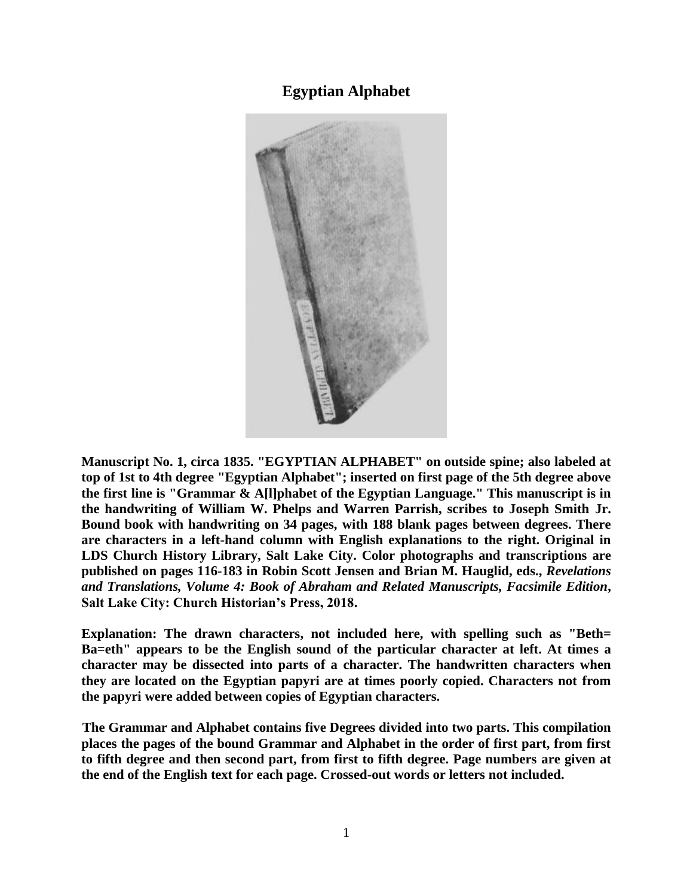# Egyptian Alphabet

**Manuscript No. 1, circa 1835. "EGYPTIAN ALPHABET" on outside spine; also labeled at top of 1st to 4th degree "Egyptian Alphabet"; inserted on first page of the 5th degree above the first line is "Grammar & A[l]phabet of the Egyptian Language." This manuscript is in the handwriting of William W. Phelps and Warren Parrish, scribes to Joseph Smith Jr. Bound book with handwriting on 34 pages, with 188 blank pages between degrees. There are characters in a left-hand column with English explanations to the right. Original in LDS Church History Library, Salt Lake City. Color photographs and transcriptions are published on pages 116-183 in Robin Scott Jensen and Brian M. Hauglid, eds., *Revelations and Translations, Volume 4: Book of Abraham and Related Manuscripts, Facsimile Edition*, Salt Lake City: Church Historian's Press, 2018.**

**Explanation: The drawn characters, not included here, with spelling such as "Beth= Ba=eth" appears to be the English sound of the particular character at left. At times a character may be dissected into parts of a character. The handwritten characters when they are located on the Egyptian papyri are at times poorly copied. Characters not from the papyri were added between copies of Egyptian characters.**

**The Grammar and Alphabet contains five Degrees divided into two parts. This compilation places the pages of the bound Grammar and Alphabet in the order of first part, from first to fifth degree and then second part, from first to fifth degree. Page numbers are given at the end of the English text for each page. Crossed-out words or letters not included.**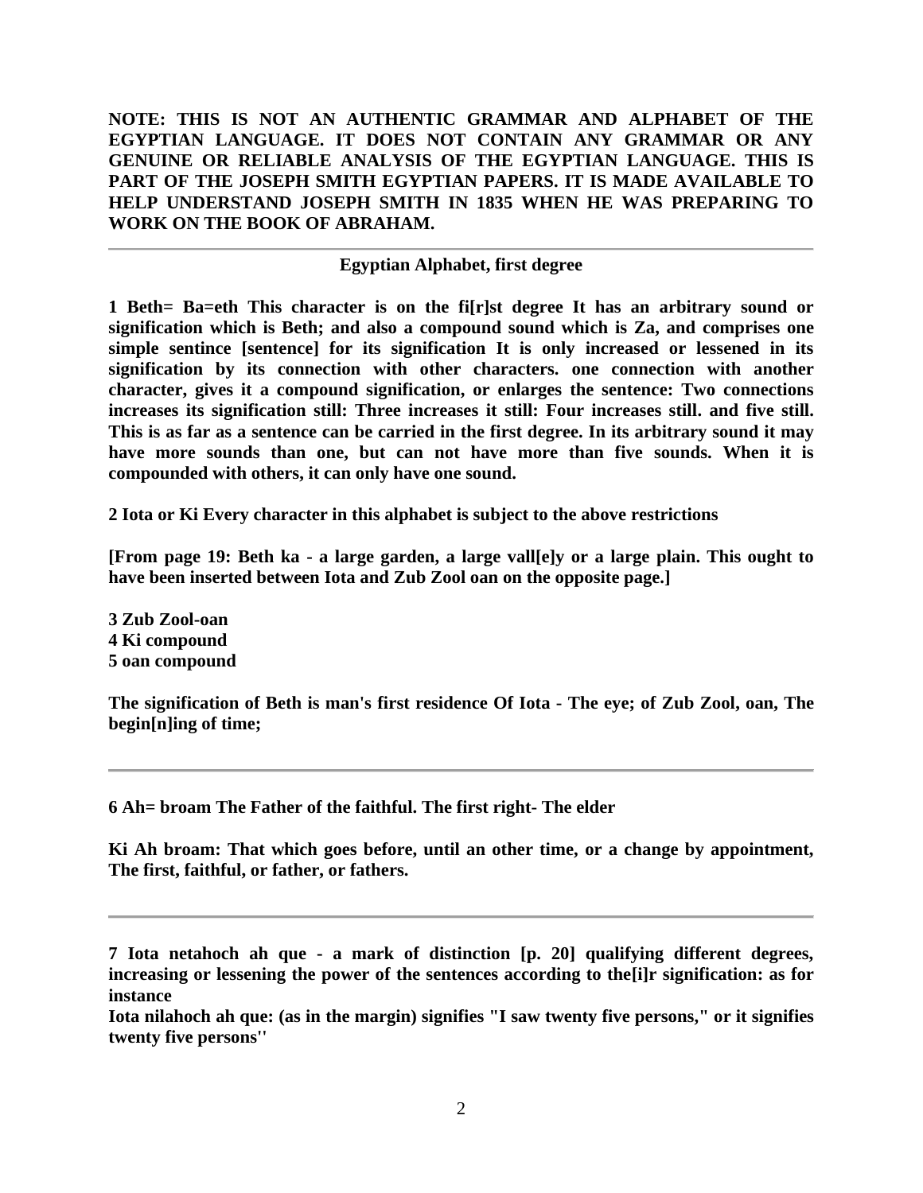**NOTE: THIS IS NOT AN AUTHENTIC GRAMMAR AND ALPHABET OF THE EGYPTIAN LANGUAGE. IT DOES NOT CONTAIN ANY GRAMMAR OR ANY GENUINE OR RELIABLE ANALYSIS OF THE EGYPTIAN LANGUAGE. THIS IS PART OF THE JOSEPH SMITH EGYPTIAN PAPERS. IT IS MADE AVAILABLE TO HELP UNDERSTAND JOSEPH SMITH IN 1835 WHEN HE WAS PREPARING TO WORK ON THE BOOK OF ABRAHAM.**

---

**Egyptian Alphabet, first degree**

**1 Beth= Ba=eth This character is on the fi[r]st degree It has an arbitrary sound or signification which is Beth; and also a compound sound which is Za, and comprises one simple sentince [sentence] for its signification It is only increased or lessened in its signification by its connection with other characters. one connection with another character, gives it a compound signification, or enlarges the sentence: Two connections increases its signification still: Three increases it still: Four increases still. and five still. This is as far as a sentence can be carried in the first degree. In its arbitrary sound it may have more sounds than one, but can not have more than five sounds. When it is compounded with others, it can only have one sound.**

**2 Iota or Ki Every character in this alphabet is subject to the above restrictions**

**[From page 19: Beth ka - a large garden, a large vall[e]y or a large plain. This ought to have been inserted between Iota and Zub Zool oan on the opposite page.]**

**3 Zub Zool-oan**
**4 Ki compound**
**5 oan compound**

**The signification of Beth is man's first residence Of Iota - The eye; of Zub Zool, oan, The begin[n]ing of time;**

---

**6 Ah= broam The Father of the faithful. The first right- The elder**

**Ki Ah broam: That which goes before, until an other time, or a change by appointment, The first, faithful, or father, or fathers.**

---

**7 Iota netahoch ah que - a mark of distinction [p. 20] qualifying different degrees, increasing or lessening the power of the sentences according to the[i]r signification: as for instance**
**Iota nilahoch ah que: (as in the margin) signifies "I saw twenty five persons," or it signifies twenty five persons''**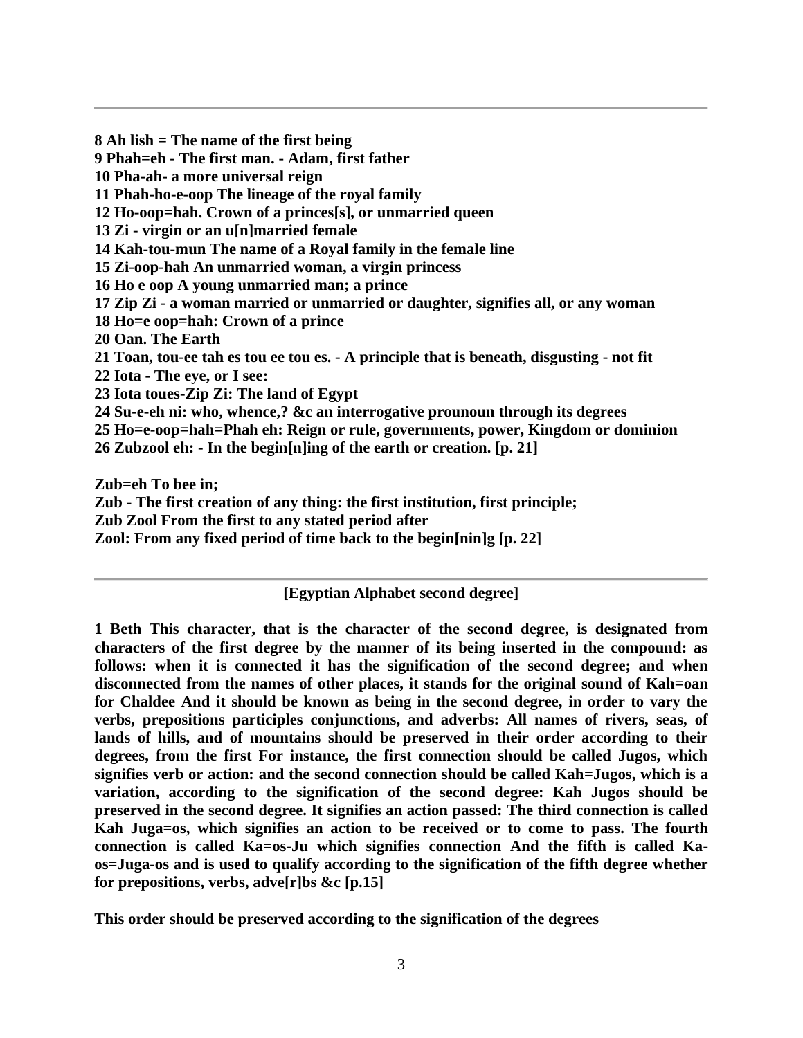---

**8 Ah lish = The name of the first being**
**9 Phah=eh - The first man. - Adam, first father**
**10 Pha-ah- a more universal reign**
**11 Phah-ho-e-oop The lineage of the royal family**
**12 Ho-oop=hah. Crown of a princes[s], or unmarried queen**
**13 Zi - virgin or an u[n]married female**
**14 Kah-tou-mun The name of a Royal family in the female line**
**15 Zi-oop-hah An unmarried woman, a virgin princess**
**16 Ho e oop A young unmarried man; a prince**
**17 Zip Zi - a woman married or unmarried or daughter, signifies all, or any woman**
**18 Ho=e oop=hah: Crown of a prince**
**20 Oan. The Earth**
**21 Toan, tou-ee tah es tou ee tou es. - A principle that is beneath, disgusting - not fit**
**22 Iota - The eye, or I see:**
**23 Iota toues-Zip Zi: The land of Egypt**
**24 Su-e-eh ni: who, whence,? &c an interrogative prounoun through its degrees**
**25 Ho=e-oop=hah=Phah eh: Reign or rule, governments, power, Kingdom or dominion**
**26 Zubzool eh: - In the begin[n]ing of the earth or creation. [p. 21]**

**Zub=eh To bee in;**
**Zub - The first creation of any thing: the first institution, first principle;**
**Zub Zool From the first to any stated period after**
**Zool: From any fixed period of time back to the begin[nin]g [p. 22]**

---

**[Egyptian Alphabet second degree]**

**1 Beth This character, that is the character of the second degree, is designated from characters of the first degree by the manner of its being inserted in the compound: as follows: when it is connected it has the signification of the second degree; and when disconnected from the names of other places, it stands for the original sound of Kah=oan for Chaldee And it should be known as being in the second degree, in order to vary the verbs, prepositions participles conjunctions, and adverbs: All names of rivers, seas, of lands of hills, and of mountains should be preserved in their order according to their degrees, from the first For instance, the first connection should be called Jugos, which signifies verb or action: and the second connection should be called Kah=Jugos, which is a variation, according to the signification of the second degree: Kah Jugos should be preserved in the second degree. It signifies an action passed: The third connection is called Kah Juga=os, which signifies an action to be received or to come to pass. The fourth connection is called Ka=os-Ju which signifies connection And the fifth is called Ka-os=Juga-os and is used to qualify according to the signification of the fifth degree whether for prepositions, verbs, adve[r]bs &c [p.15]**

**This order should be preserved according to the signification of the degrees**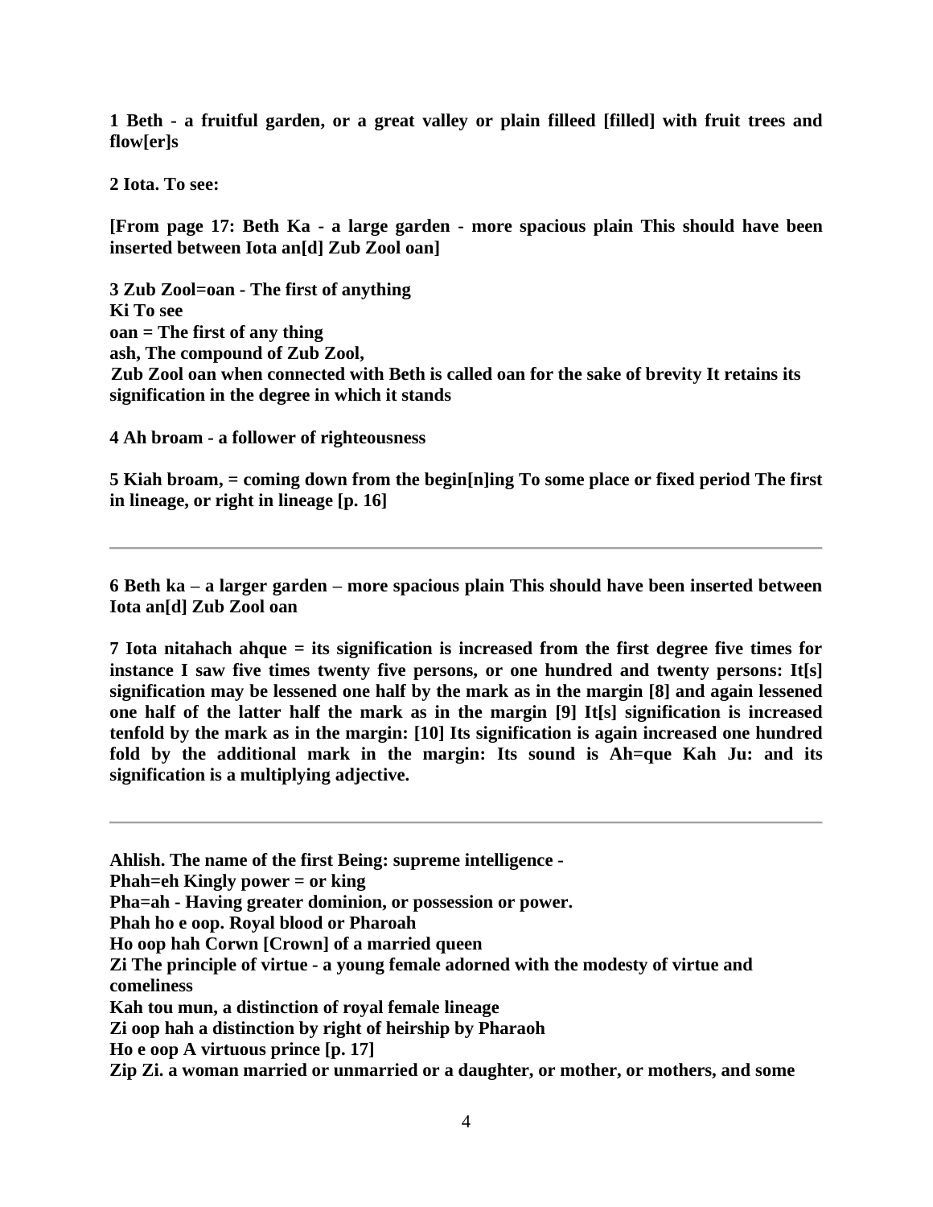**1 Beth - a fruitful garden, or a great valley or plain filleed [filled] with fruit trees and flow[er]s**

**2 Iota. To see:**

**[From page 17: Beth Ka - a large garden - more spacious plain This should have been inserted between Iota an[d] Zub Zool oan]**

**3 Zub Zool=oan - The first of anything**
**Ki To see**
**oan = The first of any thing**
**ash, The compound of Zub Zool,**
**Zub Zool oan when connected with Beth is called oan for the sake of brevity It retains its signification in the degree in which it stands**

**4 Ah broam - a follower of righteousness**

**5 Kiah broam, = coming down from the begin[n]ing To some place or fixed period The first in lineage, or right in lineage [p. 16]**

---

**6 Beth ka – a larger garden – more spacious plain This should have been inserted between Iota an[d] Zub Zool oan**

**7 Iota nitahach ahque = its signification is increased from the first degree five times for instance I saw five times twenty five persons, or one hundred and twenty persons: It[s] signification may be lessened one half by the mark as in the margin [8] and again lessened one half of the latter half the mark as in the margin [9] It[s] signification is increased tenfold by the mark as in the margin: [10] Its signification is again increased one hundred fold by the additional mark in the margin: Its sound is Ah=que Kah Ju: and its signification is a multiplying adjective.**

---

**Ahlish. The name of the first Being: supreme intelligence -**
**Phah=eh Kingly power = or king**
**Pha=ah - Having greater dominion, or possession or power.**
**Phah ho e oop. Royal blood or Pharoah**
**Ho oop hah Corwn [Crown] of a married queen**
**Zi The principle of virtue - a young female adorned with the modesty of virtue and comeliness**
**Kah tou mun, a distinction of royal female lineage**
**Zi oop hah a distinction by right of heirship by Pharaoh**
**Ho e oop A virtuous prince [p. 17]**
**Zip Zi. a woman married or unmarried or a daughter, or mother, or mothers, and some**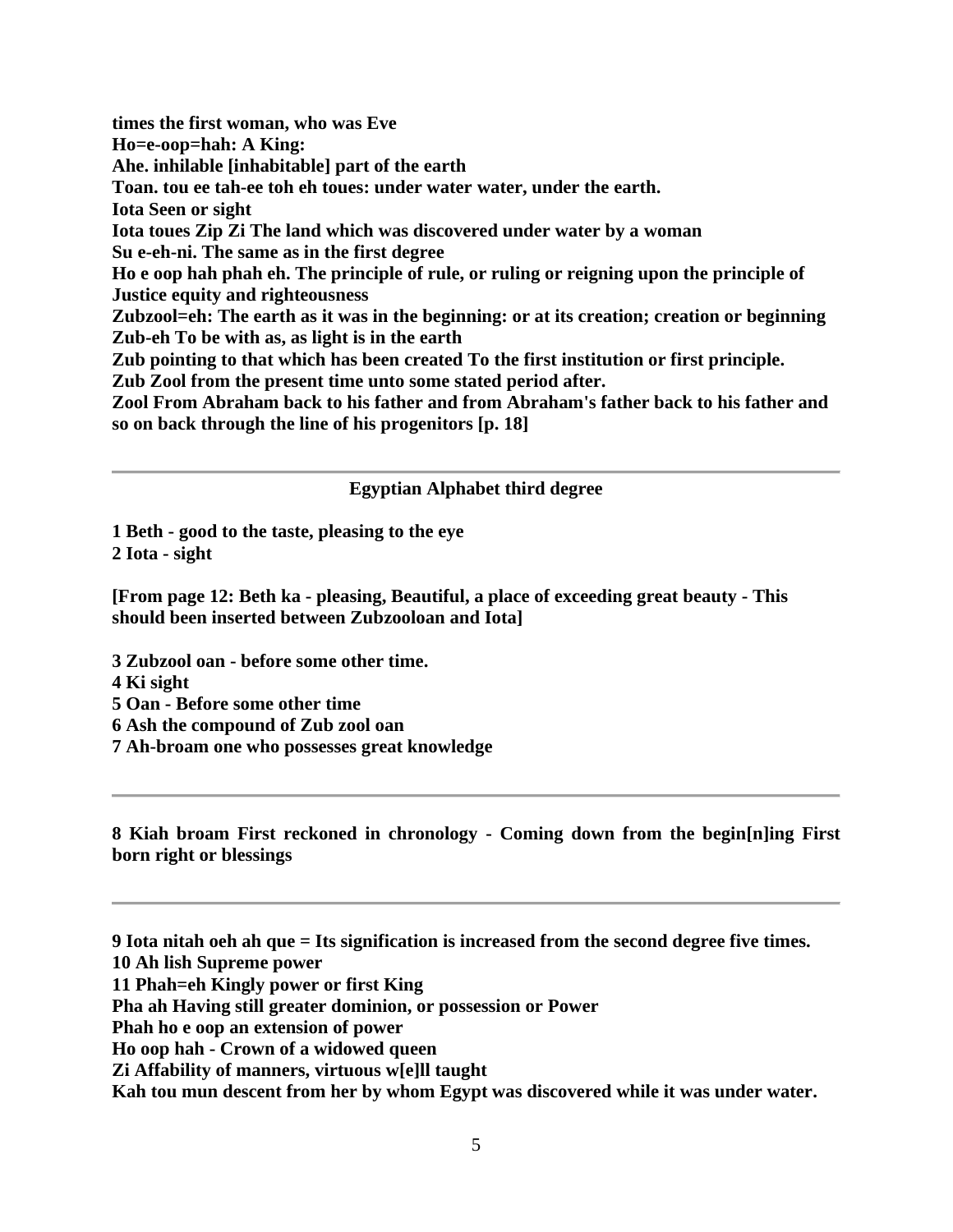**times the first woman, who was Eve**
**Ho=e-oop=hah: A King:**
**Ahe. inhilable [inhabitable] part of the earth**
**Toan. tou ee tah-ee toh eh toues: under water water, under the earth.**
**Iota Seen or sight**
**Iota toues Zip Zi The land which was discovered under water by a woman**
**Su e-eh-ni. The same as in the first degree**
**Ho e oop hah phah eh. The principle of rule, or ruling or reigning upon the principle of Justice equity and righteousness**
**Zubzool=eh: The earth as it was in the beginning: or at its creation; creation or beginning**
**Zub-eh To be with as, as light is in the earth**
**Zub pointing to that which has been created To the first institution or first principle.**
**Zub Zool from the present time unto some stated period after.**
**Zool From Abraham back to his father and from Abraham's father back to his father and so on back through the line of his progenitors [p. 18]**

---

**Egyptian Alphabet third degree**

**1 Beth - good to the taste, pleasing to the eye**
**2 Iota - sight**

**[From page 12: Beth ka - pleasing, Beautiful, a place of exceeding great beauty - This should been inserted between Zubzooloan and Iota]**

**3 Zubzool oan - before some other time.**
**4 Ki sight**
**5 Oan - Before some other time**
**6 Ash the compound of Zub zool oan**
**7 Ah-broam one who possesses great knowledge**

---

**8 Kiah broam First reckoned in chronology - Coming down from the begin[n]ing First born right or blessings**

---

**9 Iota nitah oeh ah que = Its signification is increased from the second degree five times.**
**10 Ah lish Supreme power**
**11 Phah=eh Kingly power or first King**
**Pha ah Having still greater dominion, or possession or Power**
**Phah ho e oop an extension of power**
**Ho oop hah - Crown of a widowed queen**
**Zi Affability of manners, virtuous w[e]ll taught**
**Kah tou mun descent from her by whom Egypt was discovered while it was under water.**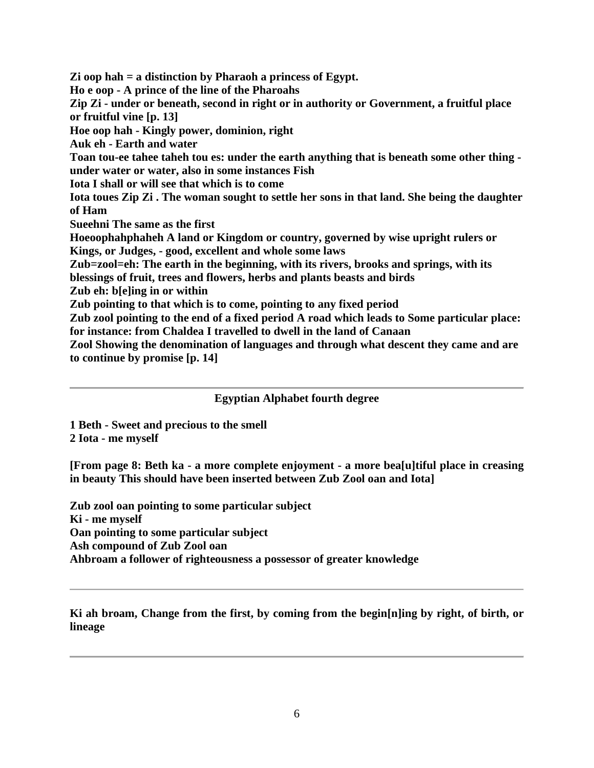**Zi oop hah = a distinction by Pharaoh a princess of Egypt.**
**Ho e oop - A prince of the line of the Pharoahs**
**Zip Zi - under or beneath, second in right or in authority or Government, a fruitful place or fruitful vine [p. 13]**
**Hoe oop hah - Kingly power, dominion, right**
**Auk eh - Earth and water**
**Toan tou-ee tahee taheh tou es: under the earth anything that is beneath some other thing - under water or water, also in some instances Fish**
**Iota I shall or will see that which is to come**
**Iota toues Zip Zi . The woman sought to settle her sons in that land. She being the daughter of Ham**
**Sueehni The same as the first**
**Hoeoophahphaheh A land or Kingdom or country, governed by wise upright rulers or Kings, or Judges, - good, excellent and whole some laws**
**Zub=zool=eh: The earth in the beginning, with its rivers, brooks and springs, with its blessings of fruit, trees and flowers, herbs and plants beasts and birds**
**Zub eh: b[e]ing in or within**
**Zub pointing to that which is to come, pointing to any fixed period**
**Zub zool pointing to the end of a fixed period A road which leads to Some particular place: for instance: from Chaldea I travelled to dwell in the land of Canaan**
**Zool Showing the denomination of languages and through what descent they came and are to continue by promise [p. 14]**

---

## Egyptian Alphabet fourth degree

**1 Beth - Sweet and precious to the smell**
**2 Iota - me myself**

**[From page 8: Beth ka - a more complete enjoyment - a more bea[u]tiful place in creasing in beauty This should have been inserted between Zub Zool oan and Iota]**

**Zub zool oan pointing to some particular subject**
**Ki - me myself**
**Oan pointing to some particular subject**
**Ash compound of Zub Zool oan**
**Ahbroam a follower of righteousness a possessor of greater knowledge**

---

**Ki ah broam, Change from the first, by coming from the begin[n]ing by right, of birth, or lineage**

---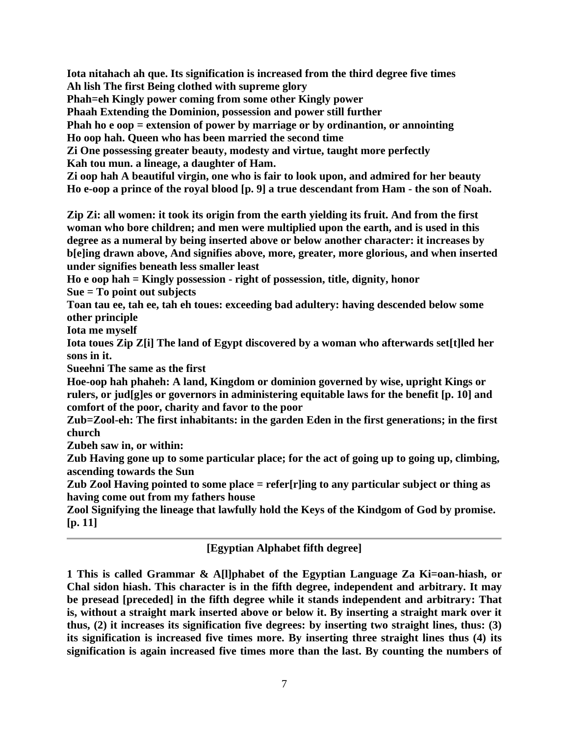**Iota nitahach ah que. Its signification is increased from the third degree five times**
**Ah lish The first Being clothed with supreme glory**
**Phah=eh Kingly power coming from some other Kingly power**
**Phaah Extending the Dominion, possession and power still further**
**Phah ho e oop = extension of power by marriage or by ordinantion, or annointing**
**Ho oop hah. Queen who has been married the second time**
**Zi One possessing greater beauty, modesty and virtue, taught more perfectly**
**Kah tou mun. a lineage, a daughter of Ham.**
**Zi oop hah A beautiful virgin, one who is fair to look upon, and admired for her beauty**
**Ho e-oop a prince of the royal blood [p. 9] a true descendant from Ham - the son of Noah.**

**Zip Zi: all women: it took its origin from the earth yielding its fruit. And from the first woman who bore children; and men were multiplied upon the earth, and is used in this degree as a numeral by being inserted above or below another character: it increases by b[e]ing drawn above, And signifies above, more, greater, more glorious, and when inserted under signifies beneath less smaller least**
**Ho e oop hah = Kingly possession - right of possession, title, dignity, honor**
**Sue = To point out subjects**
**Toan tau ee, tah ee, tah eh toues: exceeding bad adultery: having descended below some other principle**
**Iota me myself**
**Iota toues Zip Z[i] The land of Egypt discovered by a woman who afterwards set[t]led her sons in it.**
**Sueehni The same as the first**
**Hoe-oop hah phaheh: A land, Kingdom or dominion governed by wise, upright Kings or rulers, or jud[g]es or governors in administering equitable laws for the benefit [p. 10] and comfort of the poor, charity and favor to the poor**
**Zub=Zool-eh: The first inhabitants: in the garden Eden in the first generations; in the first church**
**Zubeh saw in, or within:**
**Zub Having gone up to some particular place; for the act of going up to going up, climbing, ascending towards the Sun**
**Zub Zool Having pointed to some place = refer[r]ing to any particular subject or thing as having come out from my fathers house**
**Zool Signifying the lineage that lawfully hold the Keys of the Kindgom of God by promise. [p. 11]**

---

**[Egyptian Alphabet fifth degree]**

**1 This is called Grammar & A[l]phabet of the Egyptian Language Za Ki=oan-hiash, or Chal sidon hiash. This character is in the fifth degree, independent and arbitrary. It may be presead [preceded] in the fifth degree while it stands independent and arbitrary: That is, without a straight mark inserted above or below it. By inserting a straight mark over it thus, (2) it increases its signification five degrees: by inserting two straight lines, thus: (3) its signification is increased five times more. By inserting three straight lines thus (4) its signification is again increased five times more than the last. By counting the numbers of**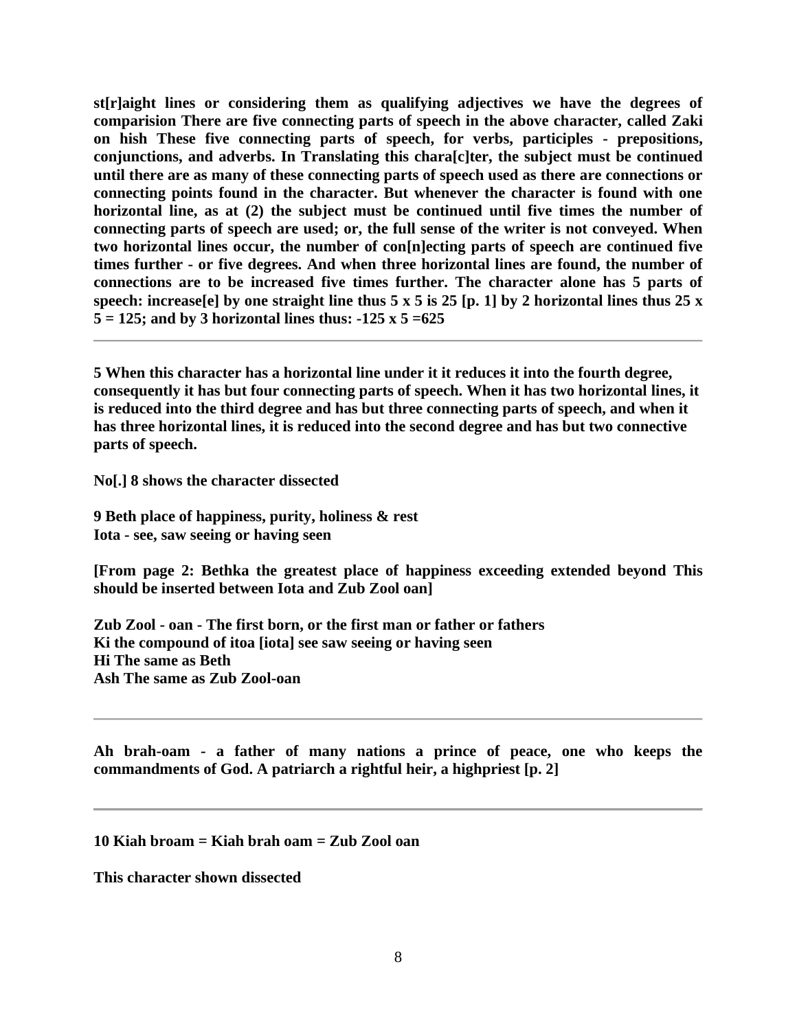**st[r]aight lines or considering them as qualifying adjectives we have the degrees of comparision There are five connecting parts of speech in the above character, called Zaki on hish These five connecting parts of speech, for verbs, participles - prepositions, conjunctions, and adverbs. In Translating this chara[c]ter, the subject must be continued until there are as many of these connecting parts of speech used as there are connections or connecting points found in the character. But whenever the character is found with one horizontal line, as at (2) the subject must be continued until five times the number of connecting parts of speech are used; or, the full sense of the writer is not conveyed. When two horizontal lines occur, the number of con[n]ecting parts of speech are continued five times further - or five degrees. And when three horizontal lines are found, the number of connections are to be increased five times further. The character alone has 5 parts of speech: increase[e] by one straight line thus 5 x 5 is 25 [p. 1] by 2 horizontal lines thus 25 x 5 = 125; and by 3 horizontal lines thus: -125 x 5 =625**

---

**5 When this character has a horizontal line under it it reduces it into the fourth degree, consequently it has but four connecting parts of speech. When it has two horizontal lines, it is reduced into the third degree and has but three connecting parts of speech, and when it has three horizontal lines, it is reduced into the second degree and has but two connective parts of speech.**

**No[.] 8 shows the character dissected**

**9 Beth place of happiness, purity, holiness & rest**
**Iota - see, saw seeing or having seen**

**[From page 2: Bethka the greatest place of happiness exceeding extended beyond This should be inserted between Iota and Zub Zool oan]**

**Zub Zool - oan - The first born, or the first man or father or fathers**
**Ki the compound of itoa [iota] see saw seeing or having seen**
**Hi The same as Beth**
**Ash The same as Zub Zool-oan**

---

**Ah brah-oam - a father of many nations a prince of peace, one who keeps the commandments of God. A patriarch a rightful heir, a highpriest [p. 2]**

---

**10 Kiah broam = Kiah brah oam = Zub Zool oan**

**This character shown dissected**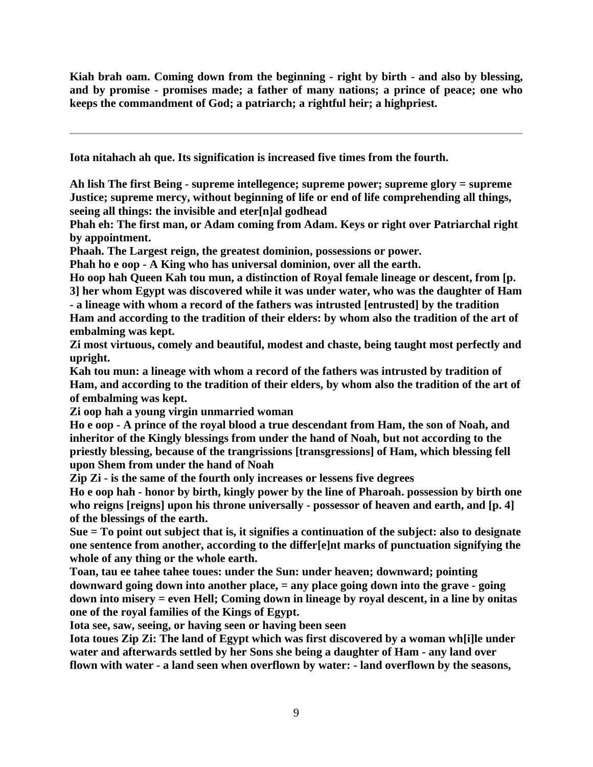**Kiah brah oam. Coming down from the beginning - right by birth - and also by blessing, and by promise - promises made; a father of many nations; a prince of peace; one who keeps the commandment of God; a patriarch; a rightful heir; a highpriest.**

---

**Iota nitahach ah que. Its signification is increased five times from the fourth.**

**Ah lish The first Being - supreme intellegence; supreme power; supreme glory = supreme Justice; supreme mercy, without beginning of life or end of life comprehending all things, seeing all things: the invisible and eter[n]al godhead**

**Phah eh: The first man, or Adam coming from Adam. Keys or right over Patriarchal right by appointment.**

**Phaah. The Largest reign, the greatest dominion, possessions or power.**

**Phah ho e oop - A King who has universal dominion, over all the earth.**

**Ho oop hah Queen Kah tou mun, a distinction of Royal female lineage or descent, from [p. 3] her whom Egypt was discovered while it was under water, who was the daughter of Ham - a lineage with whom a record of the fathers was intrusted [entrusted] by the tradition Ham and according to the tradition of their elders: by whom also the tradition of the art of embalming was kept.**

**Zi most virtuous, comely and beautiful, modest and chaste, being taught most perfectly and upright.**

**Kah tou mun: a lineage with whom a record of the fathers was intrusted by tradition of Ham, and according to the tradition of their elders, by whom also the tradition of the art of of embalming was kept.**

**Zi oop hah a young virgin unmarried woman**

**Ho e oop - A prince of the royal blood a true descendant from Ham, the son of Noah, and inheritor of the Kingly blessings from under the hand of Noah, but not according to the priestly blessing, because of the trangrissions [transgressions] of Ham, which blessing fell upon Shem from under the hand of Noah**

**Zip Zi - is the same of the fourth only increases or lessens five degrees**

**Ho e oop hah - honor by birth, kingly power by the line of Pharoah. possession by birth one who reigns [reigns] upon his throne universally - possessor of heaven and earth, and [p. 4] of the blessings of the earth.**

**Sue = To point out subject that is, it signifies a continuation of the subject: also to designate one sentence from another, according to the differ[e]nt marks of punctuation signifying the whole of any thing or the whole earth.**

**Toan, tau ee tahee tahee toues: under the Sun: under heaven; downward; pointing downward going down into another place, = any place going down into the grave - going down into misery = even Hell; Coming down in lineage by royal descent, in a line by onitas one of the royal families of the Kings of Egypt.**

**Iota see, saw, seeing, or having seen or having been seen**

**Iota toues Zip Zi: The land of Egypt which was first discovered by a woman wh[i]le under water and afterwards settled by her Sons she being a daughter of Ham - any land over flown with water - a land seen when overflown by water: - land overflown by the seasons,**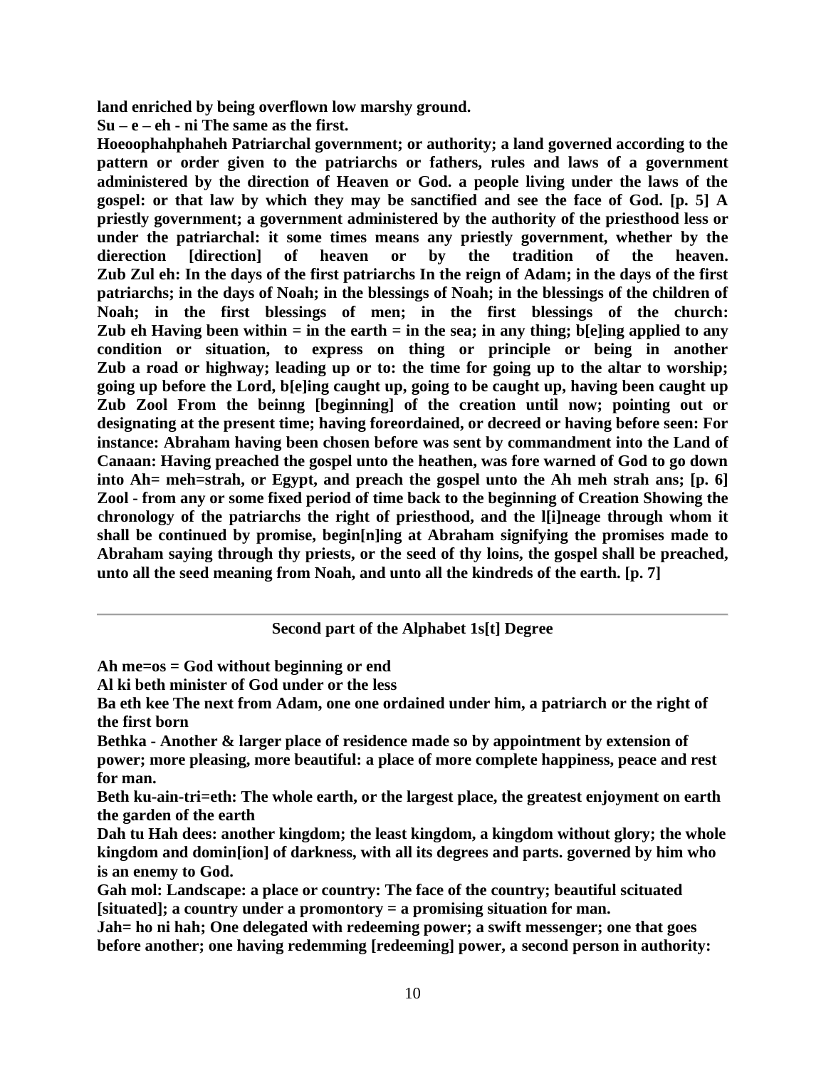**land enriched by being overflown low marshy ground.**

**Su – e – eh - ni The same as the first.**

**Hoeoophahphaheh Patriarchal government; or authority; a land governed according to the pattern or order given to the patriarchs or fathers, rules and laws of a government administered by the direction of Heaven or God. a people living under the laws of the gospel: or that law by which they may be sanctified and see the face of God. [p. 5] A priestly government; a government administered by the authority of the priesthood less or under the patriarchal: it some times means any priestly government, whether by the dierection [direction] of heaven or by the tradition of the heaven.**

**Zub Zul eh: In the days of the first patriarchs In the reign of Adam; in the days of the first patriarchs; in the days of Noah; in the blessings of Noah; in the blessings of the children of Noah; in the first blessings of men; in the first blessings of the church:**

**Zub eh Having been within = in the earth = in the sea; in any thing; b[e]ing applied to any condition or situation, to express on thing or principle or being in another**

**Zub a road or highway; leading up or to: the time for going up to the altar to worship; going up before the Lord, b[e]ing caught up, going to be caught up, having been caught up**

**Zub Zool From the beinng [beginning] of the creation until now; pointing out or designating at the present time; having foreordained, or decreed or having before seen: For instance: Abraham having been chosen before was sent by commandment into the Land of Canaan: Having preached the gospel unto the heathen, was fore warned of God to go down into Ah= meh=strah, or Egypt, and preach the gospel unto the Ah meh strah ans; [p. 6]**

**Zool - from any or some fixed period of time back to the beginning of Creation Showing the chronology of the patriarchs the right of priesthood, and the l[i]neage through whom it shall be continued by promise, begin[n]ing at Abraham signifying the promises made to Abraham saying through thy priests, or the seed of thy loins, the gospel shall be preached, unto all the seed meaning from Noah, and unto all the kindreds of the earth. [p. 7]**

---

**Second part of the Alphabet 1s[t] Degree**

**Ah me=os = God without beginning or end**

**Al ki beth minister of God under or the less**

**Ba eth kee The next from Adam, one one ordained under him, a patriarch or the right of the first born**

**Bethka - Another & larger place of residence made so by appointment by extension of power; more pleasing, more beautiful: a place of more complete happiness, peace and rest for man.**

**Beth ku-ain-tri=eth: The whole earth, or the largest place, the greatest enjoyment on earth the garden of the earth**

**Dah tu Hah dees: another kingdom; the least kingdom, a kingdom without glory; the whole kingdom and domin[ion] of darkness, with all its degrees and parts. governed by him who is an enemy to God.**

**Gah mol: Landscape: a place or country: The face of the country; beautiful scituated [situated]; a country under a promontory = a promising situation for man.**

**Jah= ho ni hah; One delegated with redeeming power; a swift messenger; one that goes before another; one having redemming [redeeming] power, a second person in authority:**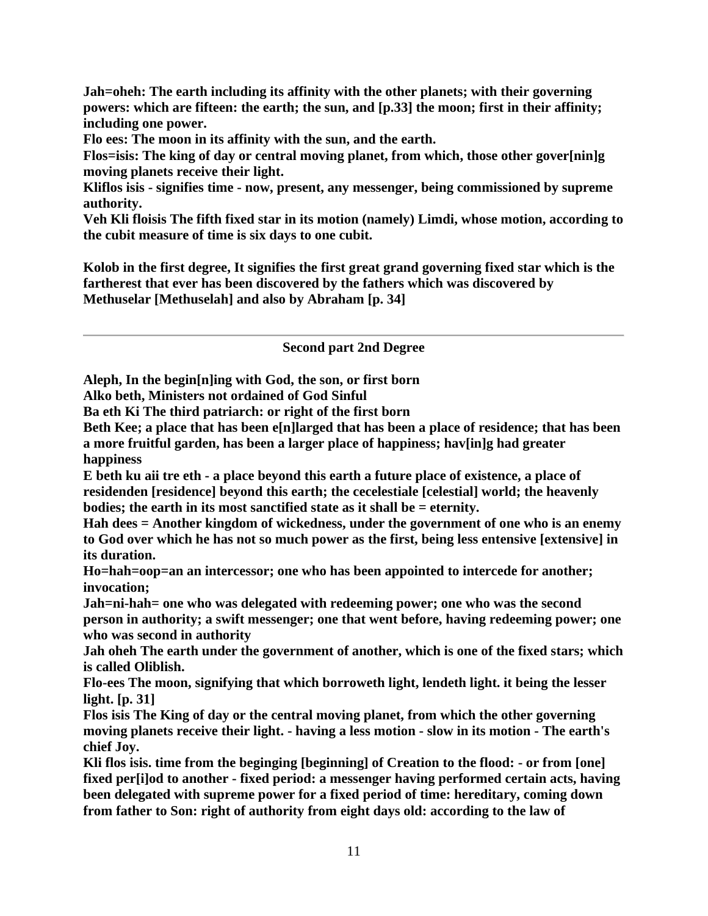**Jah=oheh: The earth including its affinity with the other planets; with their governing powers: which are fifteen: the earth; the sun, and [p.33] the moon; first in their affinity; including one power.**
**Flo ees: The moon in its affinity with the sun, and the earth.**
**Flos=isis: The king of day or central moving planet, from which, those other gover[nin]g moving planets receive their light.**
**Kliflos isis - signifies time - now, present, any messenger, being commissioned by supreme authority.**
**Veh Kli floisis The fifth fixed star in its motion (namely) Limdi, whose motion, according to the cubit measure of time is six days to one cubit.**

**Kolob in the first degree, It signifies the first great grand governing fixed star which is the fartherest that ever has been discovered by the fathers which was discovered by Methuselar [Methuselah] and also by Abraham [p. 34]**

---

**Second part 2nd Degree**

**Aleph, In the begin[n]ing with God, the son, or first born**
**Alko beth, Ministers not ordained of God Sinful**
**Ba eth Ki The third patriarch: or right of the first born**
**Beth Kee; a place that has been e[n]larged that has been a place of residence; that has been a more fruitful garden, has been a larger place of happiness; hav[in]g had greater happiness**
**E beth ku aii tre eth - a place beyond this earth a future place of existence, a place of residenden [residence] beyond this earth; the cecelestiale [celestial] world; the heavenly bodies; the earth in its most sanctified state as it shall be = eternity.**
**Hah dees = Another kingdom of wickedness, under the government of one who is an enemy to God over which he has not so much power as the first, being less entensive [extensive] in its duration.**
**Ho=hah=oop=an an intercessor; one who has been appointed to intercede for another; invocation;**
**Jah=ni-hah= one who was delegated with redeeming power; one who was the second person in authority; a swift messenger; one that went before, having redeeming power; one who was second in authority**
**Jah oheh The earth under the government of another, which is one of the fixed stars; which is called Oliblish.**
**Flo-ees The moon, signifying that which borroweth light, lendeth light. it being the lesser light. [p. 31]**
**Flos isis The King of day or the central moving planet, from which the other governing moving planets receive their light. - having a less motion - slow in its motion - The earth's chief Joy.**
**Kli flos isis. time from the beginging [beginning] of Creation to the flood: - or from [one] fixed per[i]od to another - fixed period: a messenger having performed certain acts, having been delegated with supreme power for a fixed period of time: hereditary, coming down from father to Son: right of authority from eight days old: according to the law of**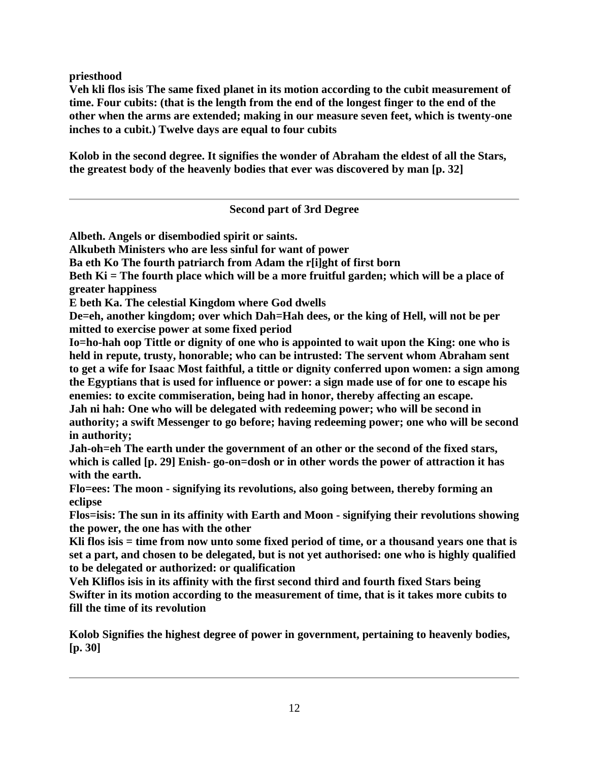**priesthood**

**Veh kli flos isis The same fixed planet in its motion according to the cubit measurement of time. Four cubits: (that is the length from the end of the longest finger to the end of the other when the arms are extended; making in our measure seven feet, which is twenty-one inches to a cubit.) Twelve days are equal to four cubits**

**Kolob in the second degree. It signifies the wonder of Abraham the eldest of all the Stars, the greatest body of the heavenly bodies that ever was discovered by man [p. 32]**

---

**Second part of 3rd Degree**

**Albeth. Angels or disembodied spirit or saints.**
**Alkubeth Ministers who are less sinful for want of power**
**Ba eth Ko The fourth patriarch from Adam the r[i]ght of first born**
**Beth Ki = The fourth place which will be a more fruitful garden; which will be a place of greater happiness**
**E beth Ka. The celestial Kingdom where God dwells**
**De=eh, another kingdom; over which Dah=Hah dees, or the king of Hell, will not be per mitted to exercise power at some fixed period**
**Io=ho-hah oop Tittle or dignity of one who is appointed to wait upon the King: one who is held in repute, trusty, honorable; who can be intrusted: The servent whom Abraham sent to get a wife for Isaac Most faithful, a tittle or dignity conferred upon women: a sign among the Egyptians that is used for influence or power: a sign made use of for one to escape his enemies: to excite commiseration, being had in honor, thereby affecting an escape.**
**Jah ni hah: One who will be delegated with redeeming power; who will be second in authority; a swift Messenger to go before; having redeeming power; one who will be second in authority;**
**Jah-oh=eh The earth under the government of an other or the second of the fixed stars, which is called [p. 29] Enish- go-on=dosh or in other words the power of attraction it has with the earth.**
**Flo=ees: The moon - signifying its revolutions, also going between, thereby forming an eclipse**
**Flos=isis: The sun in its affinity with Earth and Moon - signifying their revolutions showing the power, the one has with the other**
**Kli flos isis = time from now unto some fixed period of time, or a thousand years one that is set a part, and chosen to be delegated, but is not yet authorised: one who is highly qualified to be delegated or authorized: or qualification**
**Veh Kliflos isis in its affinity with the first second third and fourth fixed Stars being Swifter in its motion according to the measurement of time, that is it takes more cubits to fill the time of its revolution**

**Kolob Signifies the highest degree of power in government, pertaining to heavenly bodies, [p. 30]**

---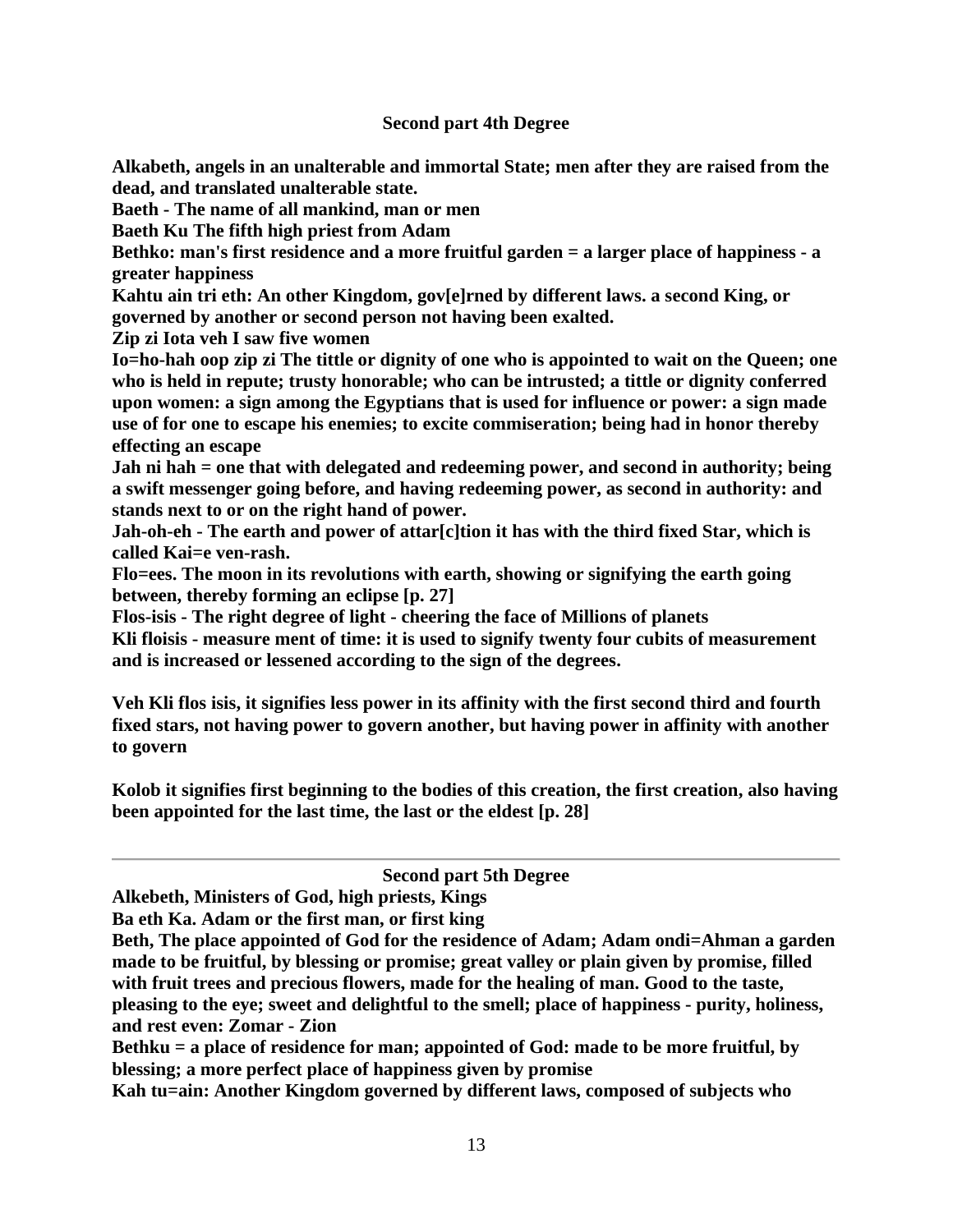### Second part 4th Degree

**Alkabeth, angels in an unalterable and immortal State; men after they are raised from the dead, and translated unalterable state.**
**Baeth - The name of all mankind, man or men**
**Baeth Ku The fifth high priest from Adam**
**Bethko: man's first residence and a more fruitful garden = a larger place of happiness - a greater happiness**
**Kahtu ain tri eth: An other Kingdom, gov[e]rned by different laws. a second King, or governed by another or second person not having been exalted.**
**Zip zi Iota veh I saw five women**
**Io=ho-hah oop zip zi The tittle or dignity of one who is appointed to wait on the Queen; one who is held in repute; trusty honorable; who can be intrusted; a tittle or dignity conferred upon women: a sign among the Egyptians that is used for influence or power: a sign made use of for one to escape his enemies; to excite commiseration; being had in honor thereby effecting an escape**
**Jah ni hah = one that with delegated and redeeming power, and second in authority; being a swift messenger going before, and having redeeming power, as second in authority: and stands next to or on the right hand of power.**
**Jah-oh-eh - The earth and power of attar[c]tion it has with the third fixed Star, which is called Kai=e ven-rash.**
**Flo=ees. The moon in its revolutions with earth, showing or signifying the earth going between, thereby forming an eclipse [p. 27]**
**Flos-isis - The right degree of light - cheering the face of Millions of planets**
**Kli floisis - measure ment of time: it is used to signify twenty four cubits of measurement and is increased or lessened according to the sign of the degrees.**

**Veh Kli flos isis, it signifies less power in its affinity with the first second third and fourth fixed stars, not having power to govern another, but having power in affinity with another to govern**

**Kolob it signifies first beginning to the bodies of this creation, the first creation, also having been appointed for the last time, the last or the eldest [p. 28]**

---

### Second part 5th Degree

**Alkebeth, Ministers of God, high priests, Kings**
**Ba eth Ka. Adam or the first man, or first king**
**Beth, The place appointed of God for the residence of Adam; Adam ondi=Ahman a garden made to be fruitful, by blessing or promise; great valley or plain given by promise, filled with fruit trees and precious flowers, made for the healing of man. Good to the taste, pleasing to the eye; sweet and delightful to the smell; place of happiness - purity, holiness, and rest even: Zomar - Zion**
**Bethku = a place of residence for man; appointed of God: made to be more fruitful, by blessing; a more perfect place of happiness given by promise**
**Kah tu=ain: Another Kingdom governed by different laws, composed of subjects who**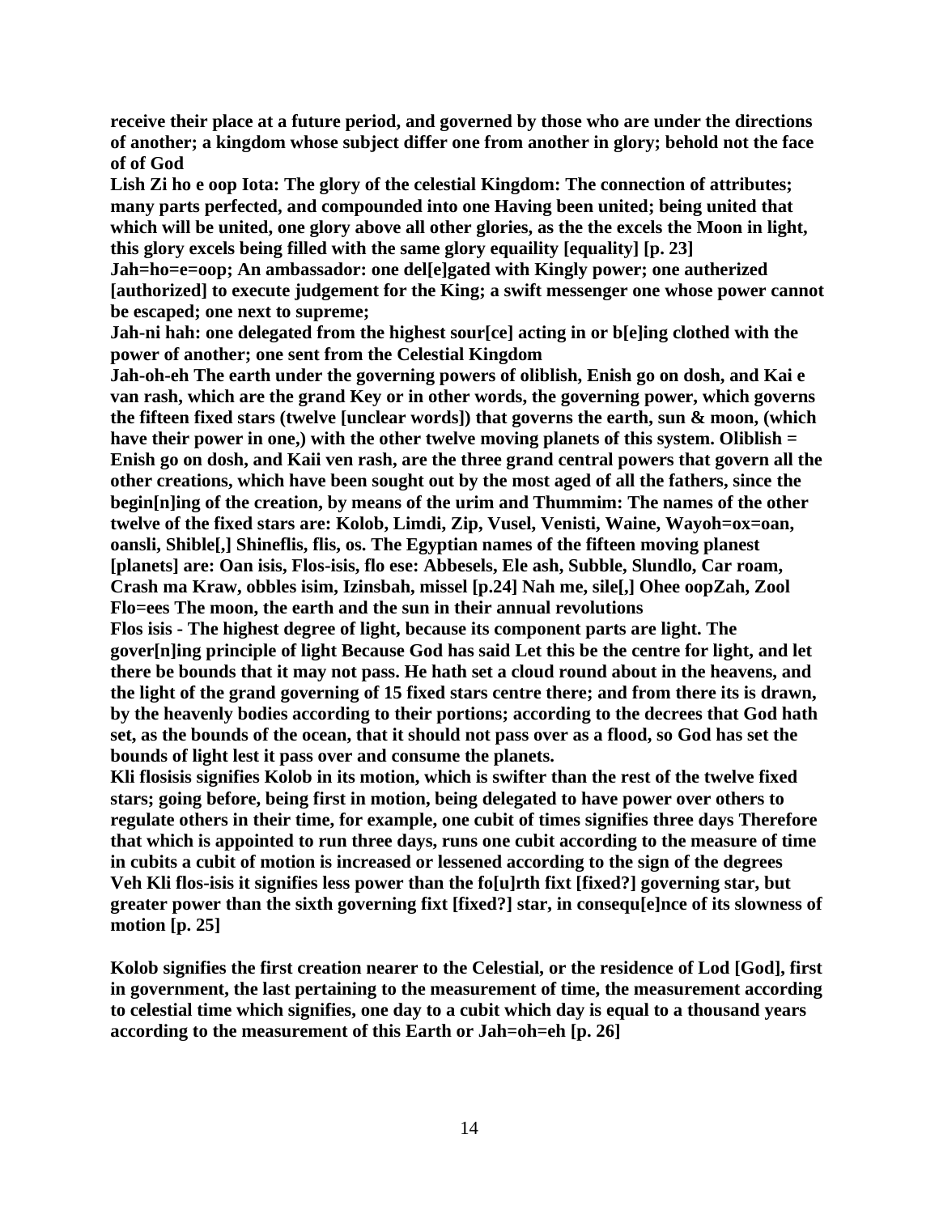**receive their place at a future period, and governed by those who are under the directions of another; a kingdom whose subject differ one from another in glory; behold not the face of of God**

**Lish Zi ho e oop Iota: The glory of the celestial Kingdom: The connection of attributes; many parts perfected, and compounded into one Having been united; being united that which will be united, one glory above all other glories, as the the excels the Moon in light, this glory excels being filled with the same glory equaility [equality] [p. 23]**

**Jah=ho=e=oop; An ambassador: one del[e]gated with Kingly power; one autherized [authorized] to execute judgement for the King; a swift messenger one whose power cannot be escaped; one next to supreme;**

**Jah-ni hah: one delegated from the highest sour[ce] acting in or b[e]ing clothed with the power of another; one sent from the Celestial Kingdom**

**Jah-oh-eh The earth under the governing powers of oliblish, Enish go on dosh, and Kai e van rash, which are the grand Key or in other words, the governing power, which governs the fifteen fixed stars (twelve [unclear words]) that governs the earth, sun & moon, (which have their power in one,) with the other twelve moving planets of this system. Oliblish = Enish go on dosh, and Kaii ven rash, are the three grand central powers that govern all the other creations, which have been sought out by the most aged of all the fathers, since the begin[n]ing of the creation, by means of the urim and Thummim: The names of the other twelve of the fixed stars are: Kolob, Limdi, Zip, Vusel, Venisti, Waine, Wayoh=ox=oan, oansli, Shible[,] Shineflis, flis, os. The Egyptian names of the fifteen moving planest [planets] are: Oan isis, Flos-isis, flo ese: Abbesels, Ele ash, Subble, Slundlo, Car roam, Crash ma Kraw, obbles isim, Izinsbah, missel [p.24] Nah me, sile[,] Ohee oopZah, Zool Flo=ees The moon, the earth and the sun in their annual revolutions**

**Flos isis - The highest degree of light, because its component parts are light. The gover[n]ing principle of light Because God has said Let this be the centre for light, and let there be bounds that it may not pass. He hath set a cloud round about in the heavens, and the light of the grand governing of 15 fixed stars centre there; and from there its is drawn, by the heavenly bodies according to their portions; according to the decrees that God hath set, as the bounds of the ocean, that it should not pass over as a flood, so God has set the bounds of light lest it pass over and consume the planets.**

**Kli flosisis signifies Kolob in its motion, which is swifter than the rest of the twelve fixed stars; going before, being first in motion, being delegated to have power over others to regulate others in their time, for example, one cubit of times signifies three days Therefore that which is appointed to run three days, runs one cubit according to the measure of time in cubits a cubit of motion is increased or lessened according to the sign of the degrees**

**Veh Kli flos-isis it signifies less power than the fo[u]rth fixt [fixed?] governing star, but greater power than the sixth governing fixt [fixed?] star, in consequ[e]nce of its slowness of motion [p. 25]**

**Kolob signifies the first creation nearer to the Celestial, or the residence of Lod [God], first in government, the last pertaining to the measurement of time, the measurement according to celestial time which signifies, one day to a cubit which day is equal to a thousand years according to the measurement of this Earth or Jah=oh=eh [p. 26]**